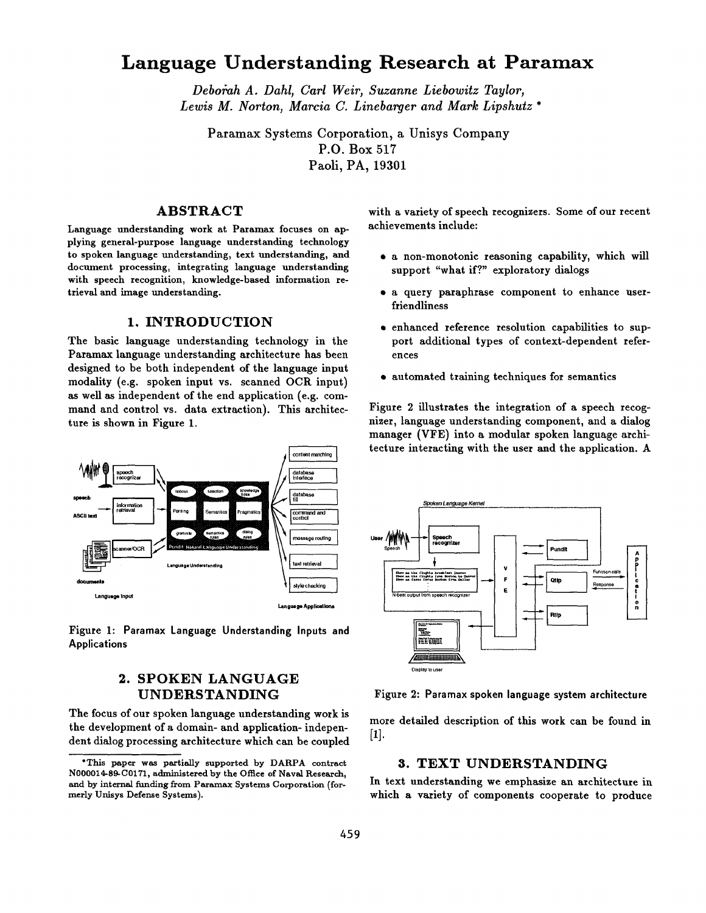# Language Understanding Research at Paramax

*Deborah A. Dahl, Carl Weir, Suzanne Liebowitz Taylor, Lewis M. Norton, Marcia C. Linebarger and Mark Lipshutz* *

Paramax Systems Corporation, a Unisys Company
P.O. Box 517
Paoli, PA, 19301

## ABSTRACT

Language understanding work at Paramax focuses on applying general-purpose language understanding technology to spoken language understanding, text understanding, and document processing, integrating language understanding with speech recognition, knowledge-based information retrieval and image understanding.

## 1. INTRODUCTION

The basic language understanding technology in the Paramax language understanding architecture has been designed to be both independent of the language input modality (e.g. spoken input vs. scanned OCR input) as well as independent of the end application (e.g. command and control vs. data extraction). This architecture is shown in Figure 1.

Figure 1: Paramax Language Understanding Inputs and Applications

## 2. SPOKEN LANGUAGE UNDERSTANDING

The focus of our spoken language understanding work is the development of a domain- and application- independent dialog processing architecture which can be coupled with a variety of speech recognizers. Some of our recent achievements include:

- a non-monotonic reasoning capability, which will support "what if?" exploratory dialogs
- a query paraphrase component to enhance user-friendliness
- enhanced reference resolution capabilities to support additional types of context-dependent references
- automated training techniques for semantics

Figure 2 illustrates the integration of a speech recognizer, language understanding component, and a dialog manager (VFE) into a modular spoken language architecture interacting with the user and the application. A more detailed description of this work can be found in [1].

Figure 2: Paramax spoken language system architecture

## 3. TEXT UNDERSTANDING

In text understanding we emphasize an architecture in which a variety of components cooperate to produce

*This paper was partially supported by DARPA contract N000014-89-C0171, administered by the Office of Naval Research, and by internal funding from Paramax Systems Corporation (formerly Unisys Defense Systems).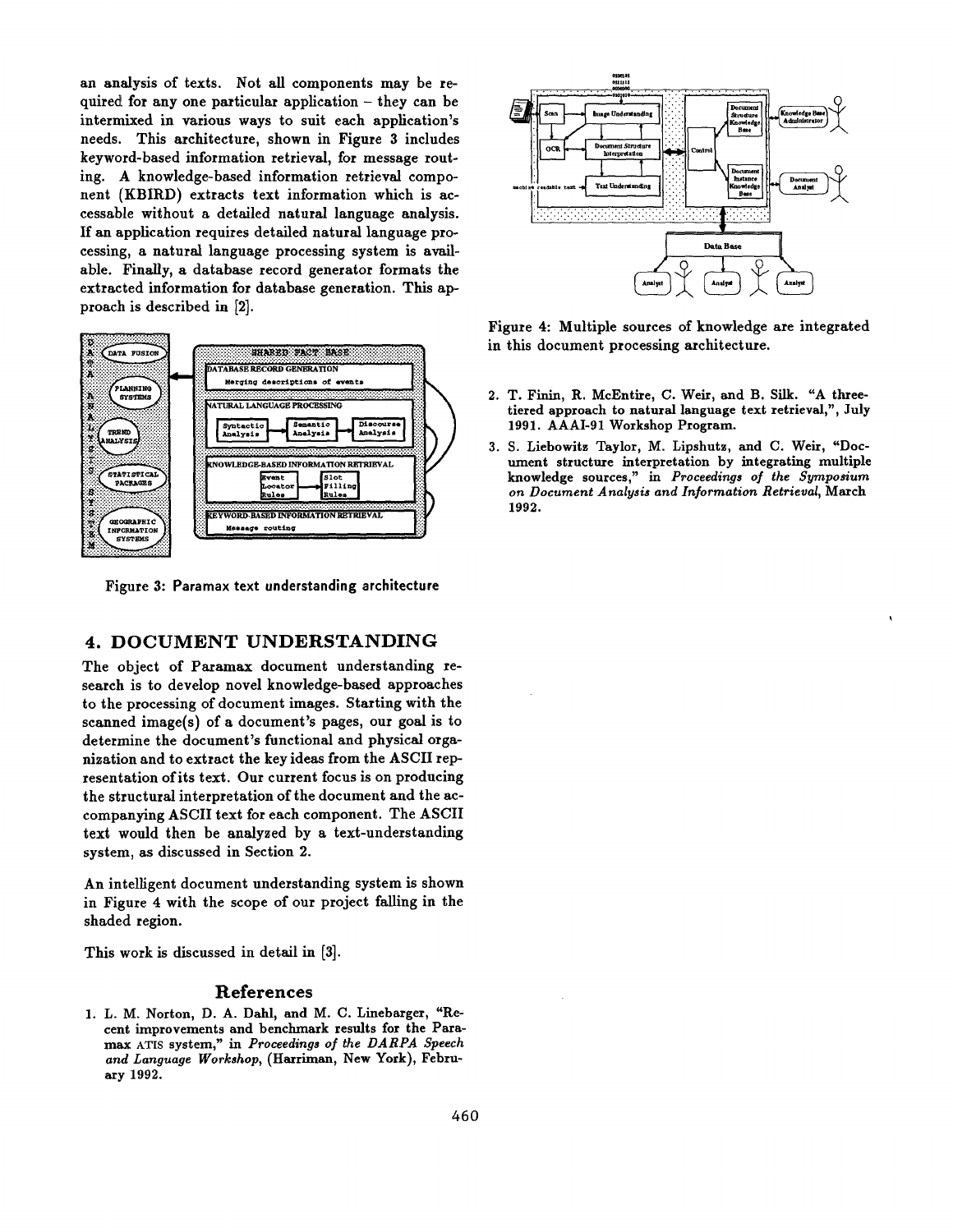an analysis of texts. Not all components may be required for any one particular application – they can be intermixed in various ways to suit each application's needs. This architecture, shown in Figure 3 includes keyword-based information retrieval, for message routing. A knowledge-based information retrieval component (KBIRD) extracts text information which is accessible without a detailed natural language analysis. If an application requires detailed natural language processing, a natural language processing system is available. Finally, a database record generator formats the extracted information for database generation. This approach is described in [2].

Figure 3: Paramax text understanding architecture

## 4. DOCUMENT UNDERSTANDING

The object of Paramax document understanding research is to develop novel knowledge-based approaches to the processing of document images. Starting with the scanned image(s) of a document's pages, our goal is to determine the document's functional and physical organization and to extract the key ideas from the ASCII representation of its text. Our current focus is on producing the structural interpretation of the document and the accompanying ASCII text for each component. The ASCII text would then be analyzed by a text-understanding system, as discussed in Section 2.

An intelligent document understanding system is shown in Figure 4 with the scope of our project falling in the shaded region.

This work is discussed in detail in [3].

Figure 4: Multiple sources of knowledge are integrated in this document processing architecture.

## References

1. L. M. Norton, D. A. Dahl, and M. C. Linebarger, "Recent improvements and benchmark results for the Paramax ATIS system," in *Proceedings of the DARPA Speech and Language Workshop*, (Harriman, New York), February 1992.
2. T. Finin, R. McEntire, C. Weir, and B. Silk. "A three-tiered approach to natural language text retrieval,", July 1991. AAAI-91 Workshop Program.
3. S. Liebowitz Taylor, M. Lipshutz, and C. Weir, "Document structure interpretation by integrating multiple knowledge sources," in *Proceedings of the Symposium on Document Analysis and Information Retrieval*, March 1992.